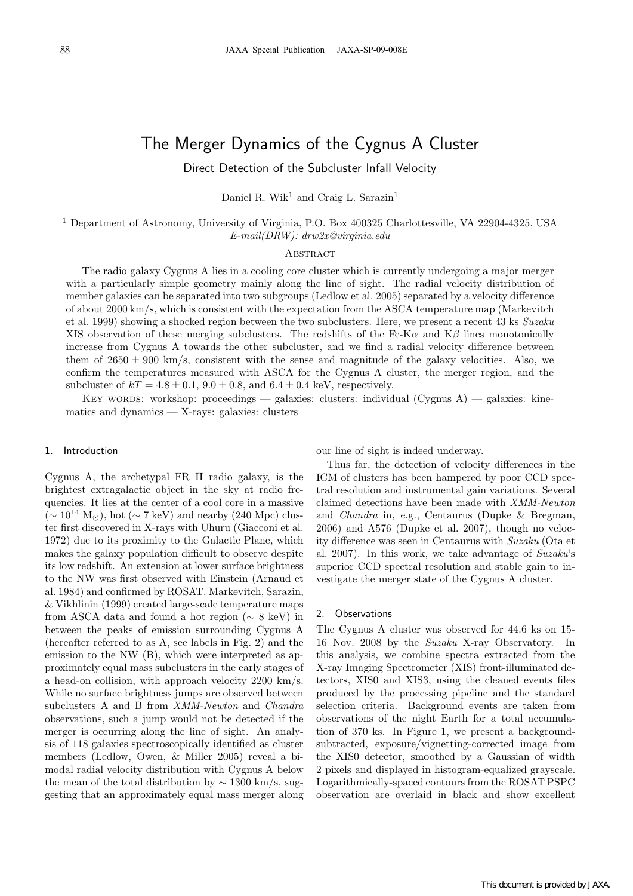# The Merger Dynamics of the Cygnus A Cluster

## Direct Detection of the Subcluster Infall Velocity

Daniel R. Wik[1] and Craig L. Sarazin[1]

[1] Department of Astronomy, University of Virginia, P.O. Box 400325 Charlottesville, VA 22904-4325, USA
*E-mail(DRW): drw2x@virginia.edu*

### Abstract

The radio galaxy Cygnus A lies in a cooling core cluster which is currently undergoing a major merger with a particularly simple geometry mainly along the line of sight. The radial velocity distribution of member galaxies can be separated into two subgroups (Ledlow et al. 2005) separated by a velocity difference of about 2000 km/s, which is consistent with the expectation from the ASCA temperature map (Markevitch et al. 1999) showing a shocked region between the two subclusters. Here, we present a recent 43 ks *Suzaku* XIS observation of these merging subclusters. The redshifts of the Fe-K$\alpha$ and K$\beta$ lines monotonically increase from Cygnus A towards the other subcluster, and we find a radial velocity difference between them of $2650 \pm 900$ km/s, consistent with the sense and magnitude of the galaxy velocities. Also, we confirm the temperatures measured with ASCA for the Cygnus A cluster, the merger region, and the subcluster of $kT = 4.8 \pm 0.1$, $9.0 \pm 0.8$, and $6.4 \pm 0.4$ keV, respectively.

Key words: workshop: proceedings — galaxies: clusters: individual (Cygnus A) — galaxies: kinematics and dynamics — X-rays: galaxies: clusters

## 1. Introduction

Cygnus A, the archetypal FR II radio galaxy, is the brightest extragalactic object in the sky at radio frequencies. It lies at the center of a cool core in a massive ($\sim 10^{14}$ M$_\odot$), hot ($\sim 7$ keV) and nearby (240 Mpc) cluster first discovered in X-rays with Uhuru (Giacconi et al. 1972) due to its proximity to the Galactic Plane, which makes the galaxy population difficult to observe despite its low redshift. An extension at lower surface brightness to the NW was first observed with Einstein (Arnaud et al. 1984) and confirmed by ROSAT. Markevitch, Sarazin, & Vikhlinin (1999) created large-scale temperature maps from ASCA data and found a hot region ($\sim 8$ keV) in between the peaks of emission surrounding Cygnus A (hereafter referred to as A, see labels in Fig. 2) and the emission to the NW (B), which were interpreted as approximately equal mass subclusters in the early stages of a head-on collision, with approach velocity 2200 km/s. While no surface brightness jumps are observed between subclusters A and B from *XMM-Newton* and *Chandra* observations, such a jump would not be detected if the merger is occurring along the line of sight. An analysis of 118 galaxies spectroscopically identified as cluster members (Ledlow, Owen, & Miller 2005) reveal a bimodal radial velocity distribution with Cygnus A below the mean of the total distribution by $\sim 1300$ km/s, suggesting that an approximately equal mass merger along our line of sight is indeed underway.

Thus far, the detection of velocity differences in the ICM of clusters has been hampered by poor CCD spectral resolution and instrumental gain variations. Several claimed detections have been made with *XMM-Newton* and *Chandra* in, e.g., Centaurus (Dupke & Bregman, 2006) and A576 (Dupke et al. 2007), though no velocity difference was seen in Centaurus with *Suzaku* (Ota et al. 2007). In this work, we take advantage of *Suzaku*'s superior CCD spectral resolution and stable gain to investigate the merger state of the Cygnus A cluster.

## 2. Observations

The Cygnus A cluster was observed for 44.6 ks on 15-16 Nov. 2008 by the *Suzaku* X-ray Observatory. In this analysis, we combine spectra extracted from the X-ray Imaging Spectrometer (XIS) front-illuminated detectors, XIS0 and XIS3, using the cleaned events files produced by the processing pipeline and the standard selection criteria. Background events are taken from observations of the night Earth for a total accumulation of 370 ks. In Figure 1, we present a background-subtracted, exposure/vignetting-corrected image from the XIS0 detector, smoothed by a Gaussian of width 2 pixels and displayed in histogram-equalized grayscale. Logarithmically-spaced contours from the ROSAT PSPC observation are overlaid in black and show excellent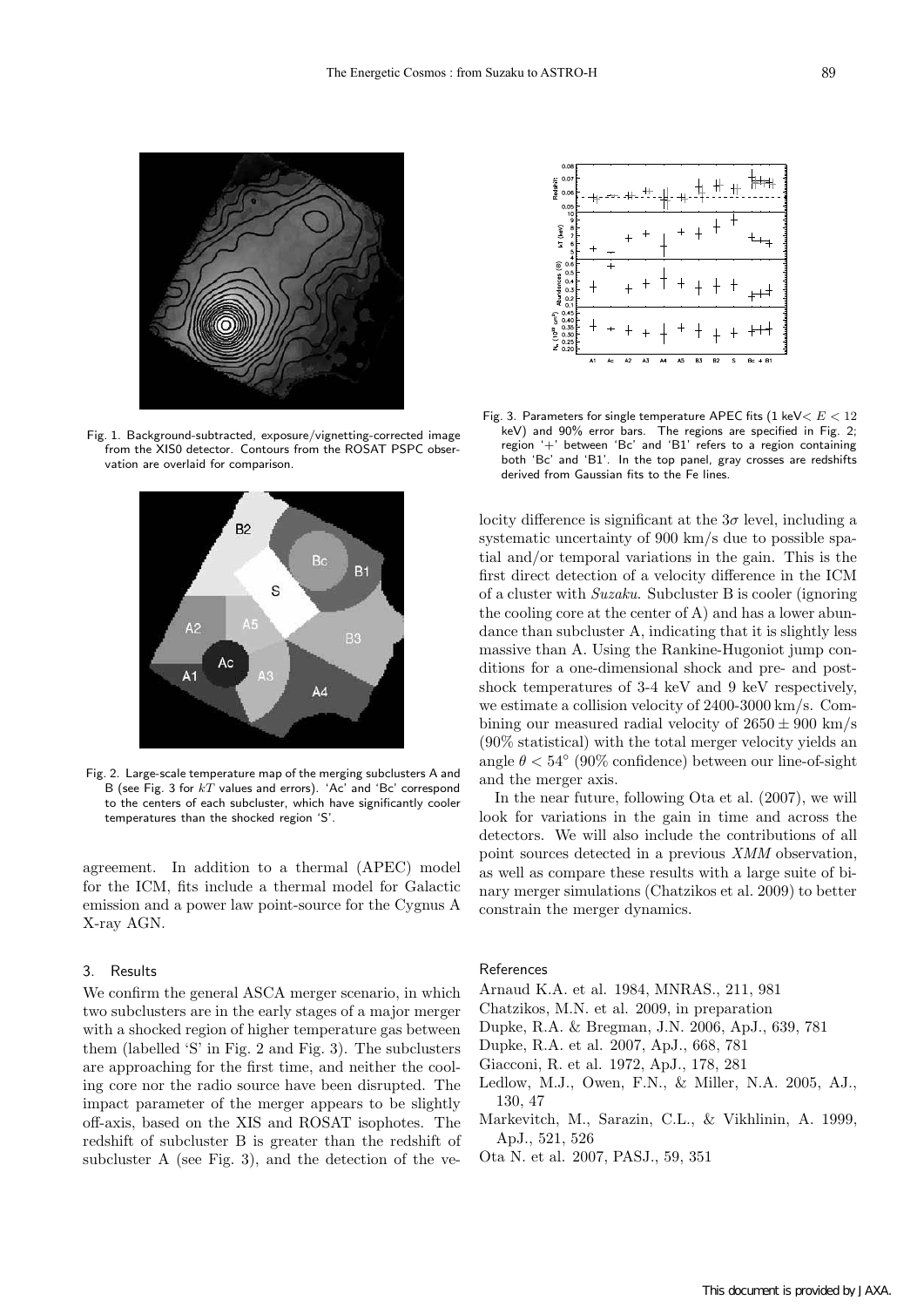Fig. 1. Background-subtracted, exposure/vignetting-corrected image from the XIS0 detector. Contours from the ROSAT PSPC observation are overlaid for comparison.

B2
Bc
B1
S
A2
A5
B3
Ac
A1
A3
A4

Fig. 2. Large-scale temperature map of the merging subclusters A and B (see Fig. 3 for $kT$ values and errors). 'Ac' and 'Bc' correspond to the centers of each subcluster, which have significantly cooler temperatures than the shocked region 'S'.

Redshift
0.08
0.07
0.06
0.05
kT (keV)
10
9
8
7
6
5
4
Abundances (Z☉)
0.6
0.5
0.4
0.3
0.2
0.1
$N_H$ ($10^{22}$ cm$^{-2}$)
0.45
0.40
0.35
0.30
0.25
0.20
A1 Ac A2 A3 A4 A5 B3 B2 S Bc + B1

Fig. 3. Parameters for single temperature APEC fits (1 keV$< E < 12$ keV) and 90% error bars. The regions are specified in Fig. 2; region '+' between 'Bc' and 'B1' refers to a region containing both 'Bc' and 'B1'. In the top panel, gray crosses are redshifts derived from Gaussian fits to the Fe lines.

agreement. In addition to a thermal (APEC) model for the ICM, fits include a thermal model for Galactic emission and a power law point-source for the Cygnus A X-ray AGN.

## 3. Results

We confirm the general ASCA merger scenario, in which two subclusters are in the early stages of a major merger with a shocked region of higher temperature gas between them (labelled 'S' in Fig. 2 and Fig. 3). The subclusters are approaching for the first time, and neither the cooling core nor the radio source have been disrupted. The impact parameter of the merger appears to be slightly off-axis, based on the XIS and ROSAT isophotes. The redshift of subcluster B is greater than the redshift of subcluster A (see Fig. 3), and the detection of the velocity difference is significant at the $3\sigma$ level, including a systematic uncertainty of 900 km/s due to possible spatial and/or temporal variations in the gain. This is the first direct detection of a velocity difference in the ICM of a cluster with *Suzaku*. Subcluster B is cooler (ignoring the cooling core at the center of A) and has a lower abundance than subcluster A, indicating that it is slightly less massive than A. Using the Rankine-Hugoniot jump conditions for a one-dimensional shock and pre- and post-shock temperatures of 3-4 keV and 9 keV respectively, we estimate a collision velocity of 2400-3000 km/s. Combining our measured radial velocity of $2650 \pm 900$ km/s (90% statistical) with the total merger velocity yields an angle $\theta < 54^{\circ}$ (90% confidence) between our line-of-sight and the merger axis.

In the near future, following Ota et al. (2007), we will look for variations in the gain in time and across the detectors. We will also include the contributions of all point sources detected in a previous *XMM* observation, as well as compare these results with a large suite of binary merger simulations (Chatzikos et al. 2009) to better constrain the merger dynamics.

## References

Arnaud K.A. et al. 1984, MNRAS., 211, 981
Chatzikos, M.N. et al. 2009, in preparation
Dupke, R.A. & Bregman, J.N. 2006, ApJ., 639, 781
Dupke, R.A. et al. 2007, ApJ., 668, 781
Giacconi, R. et al. 1972, ApJ., 178, 281
Ledlow, M.J., Owen, F.N., & Miller, N.A. 2005, AJ., 130, 47
Markevitch, M., Sarazin, C.L., & Vikhlinin, A. 1999, ApJ., 521, 526
Ota N. et al. 2007, PASJ., 59, 351